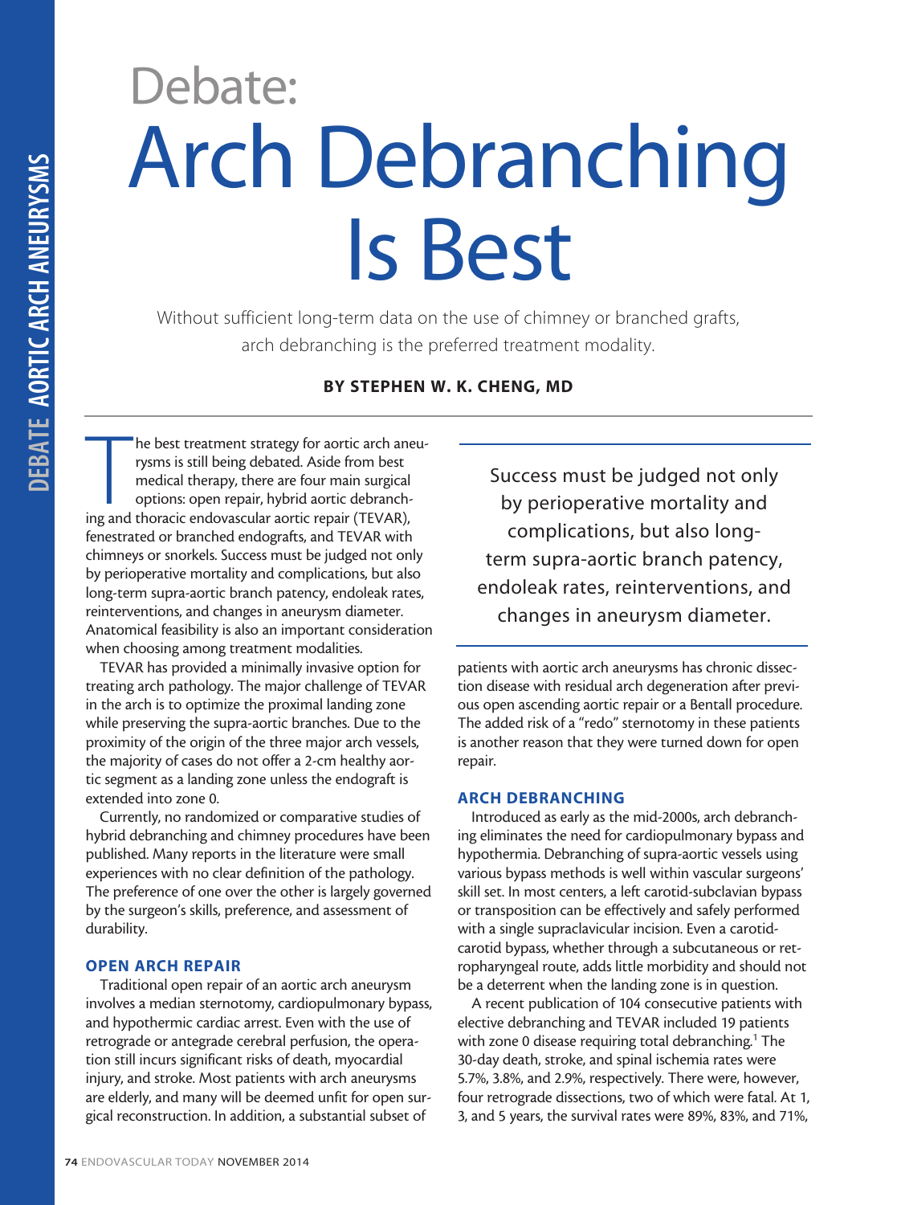# Debate: Arch Debranching Is Best

Without sufficient long-term data on the use of chimney or branched grafts, arch debranching is the preferred treatment modality.

**BY STEPHEN W. K. CHENG, MD**

The best treatment strategy for aortic arch aneurysms is still being debated. Aside from best medical therapy, there are four main surgical options: open repair, hybrid aortic debranching and thoracic endovascular aortic repair (TEVAR), fenestrated or branched endografts, and TEVAR with chimneys or snorkels. Success must be judged not only by perioperative mortality and complications, but also long-term supra-aortic branch patency, endoleak rates, reinterventions, and changes in aneurysm diameter. Anatomical feasibility is also an important consideration when choosing among treatment modalities.

TEVAR has provided a minimally invasive option for treating arch pathology. The major challenge of TEVAR in the arch is to optimize the proximal landing zone while preserving the supra-aortic branches. Due to the proximity of the origin of the three major arch vessels, the majority of cases do not offer a 2-cm healthy aortic segment as a landing zone unless the endograft is extended into zone 0.

Currently, no randomized or comparative studies of hybrid debranching and chimney procedures have been published. Many reports in the literature were small experiences with no clear definition of the pathology. The preference of one over the other is largely governed by the surgeon's skills, preference, and assessment of durability.

> Success must be judged not only by perioperative mortality and complications, but also long-term supra-aortic branch patency, endoleak rates, reinterventions, and changes in aneurysm diameter.

## OPEN ARCH REPAIR

Traditional open repair of an aortic arch aneurysm involves a median sternotomy, cardiopulmonary bypass, and hypothermic cardiac arrest. Even with the use of retrograde or antegrade cerebral perfusion, the operation still incurs significant risks of death, myocardial injury, and stroke. Most patients with arch aneurysms are elderly, and many will be deemed unfit for open surgical reconstruction. In addition, a substantial subset of patients with aortic arch aneurysms has chronic dissection disease with residual arch degeneration after previous open ascending aortic repair or a Bentall procedure. The added risk of a "redo" sternotomy in these patients is another reason that they were turned down for open repair.

## ARCH DEBRANCHING

Introduced as early as the mid-2000s, arch debranching eliminates the need for cardiopulmonary bypass and hypothermia. Debranching of supra-aortic vessels using various bypass methods is well within vascular surgeons' skill set. In most centers, a left carotid-subclavian bypass or transposition can be effectively and safely performed with a single supraclavicular incision. Even a carotid-carotid bypass, whether through a subcutaneous or retropharyngeal route, adds little morbidity and should not be a deterrent when the landing zone is in question.

A recent publication of 104 consecutive patients with elective debranching and TEVAR included 19 patients with zone 0 disease requiring total debranching.[1] The 30-day death, stroke, and spinal ischemia rates were 5.7%, 3.8%, and 2.9%, respectively. There were, however, four retrograde dissections, two of which were fatal. At 1, 3, and 5 years, the survival rates were 89%, 83%, and 71%,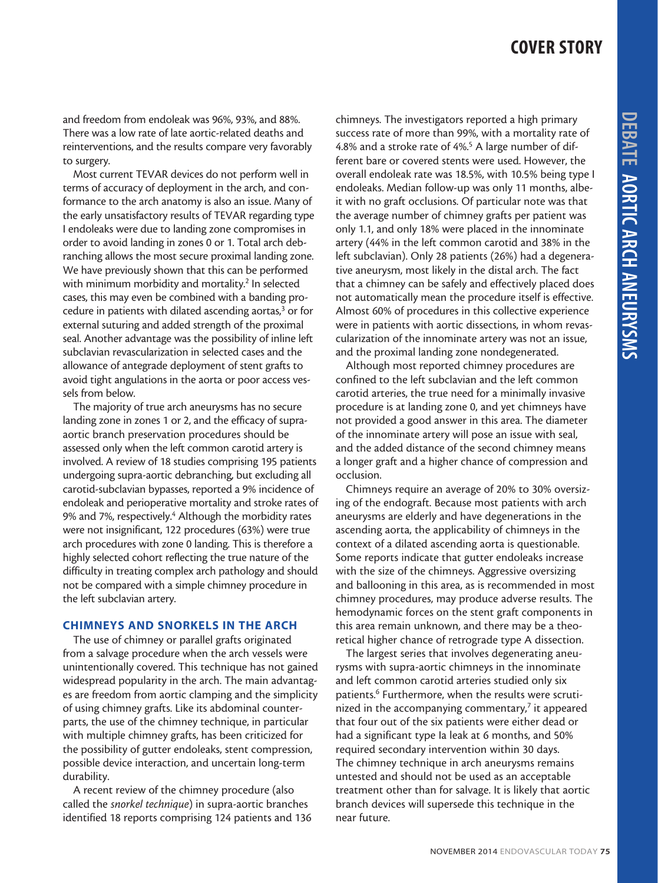and freedom from endoleak was 96%, 93%, and 88%. There was a low rate of late aortic-related deaths and reinterventions, and the results compare very favorably to surgery.

Most current TEVAR devices do not perform well in terms of accuracy of deployment in the arch, and conformance to the arch anatomy is also an issue. Many of the early unsatisfactory results of TEVAR regarding type I endoleaks were due to landing zone compromises in order to avoid landing in zones 0 or 1. Total arch debranching allows the most secure proximal landing zone. We have previously shown that this can be performed with minimum morbidity and mortality.[2] In selected cases, this may even be combined with a banding procedure in patients with dilated ascending aortas,[3] or for external suturing and added strength of the proximal seal. Another advantage was the possibility of inline left subclavian revascularization in selected cases and the allowance of antegrade deployment of stent grafts to avoid tight angulations in the aorta or poor access vessels from below.

The majority of true arch aneurysms has no secure landing zone in zones 1 or 2, and the efficacy of supra-aortic branch preservation procedures should be assessed only when the left common carotid artery is involved. A review of 18 studies comprising 195 patients undergoing supra-aortic debranching, but excluding all carotid-subclavian bypasses, reported a 9% incidence of endoleak and perioperative mortality and stroke rates of 9% and 7%, respectively.[4] Although the morbidity rates were not insignificant, 122 procedures (63%) were true arch procedures with zone 0 landing. This is therefore a highly selected cohort reflecting the true nature of the difficulty in treating complex arch pathology and should not be compared with a simple chimney procedure in the left subclavian artery.

## CHIMNEYS AND SNORKELS IN THE ARCH

The use of chimney or parallel grafts originated from a salvage procedure when the arch vessels were unintentionally covered. This technique has not gained widespread popularity in the arch. The main advantages are freedom from aortic clamping and the simplicity of using chimney grafts. Like its abdominal counterparts, the use of the chimney technique, in particular with multiple chimney grafts, has been criticized for the possibility of gutter endoleaks, stent compression, possible device interaction, and uncertain long-term durability.

A recent review of the chimney procedure (also called the *snorkel technique*) in supra-aortic branches identified 18 reports comprising 124 patients and 136 chimneys. The investigators reported a high primary success rate of more than 99%, with a mortality rate of 4.8% and a stroke rate of 4%.[5] A large number of different bare or covered stents were used. However, the overall endoleak rate was 18.5%, with 10.5% being type I endoleaks. Median follow-up was only 11 months, albeit with no graft occlusions. Of particular note was that the average number of chimney grafts per patient was only 1.1, and only 18% were placed in the innominate artery (44% in the left common carotid and 38% in the left subclavian). Only 28 patients (26%) had a degenerative aneurysm, most likely in the distal arch. The fact that a chimney can be safely and effectively placed does not automatically mean the procedure itself is effective. Almost 60% of procedures in this collective experience were in patients with aortic dissections, in whom revascularization of the innominate artery was not an issue, and the proximal landing zone nondegenerated.

Although most reported chimney procedures are confined to the left subclavian and the left common carotid arteries, the true need for a minimally invasive procedure is at landing zone 0, and yet chimneys have not provided a good answer in this area. The diameter of the innominate artery will pose an issue with seal, and the added distance of the second chimney means a longer graft and a higher chance of compression and occlusion.

Chimneys require an average of 20% to 30% oversizing of the endograft. Because most patients with arch aneurysms are elderly and have degenerations in the ascending aorta, the applicability of chimneys in the context of a dilated ascending aorta is questionable. Some reports indicate that gutter endoleaks increase with the size of the chimneys. Aggressive oversizing and ballooning in this area, as is recommended in most chimney procedures, may produce adverse results. The hemodynamic forces on the stent graft components in this area remain unknown, and there may be a theoretical higher chance of retrograde type A dissection.

The largest series that involves degenerating aneurysms with supra-aortic chimneys in the innominate and left common carotid arteries studied only six patients.[6] Furthermore, when the results were scrutinized in the accompanying commentary,[7] it appeared that four out of the six patients were either dead or had a significant type Ia leak at 6 months, and 50% required secondary intervention within 30 days. The chimney technique in arch aneurysms remains untested and should not be used as an acceptable treatment other than for salvage. It is likely that aortic branch devices will supersede this technique in the near future.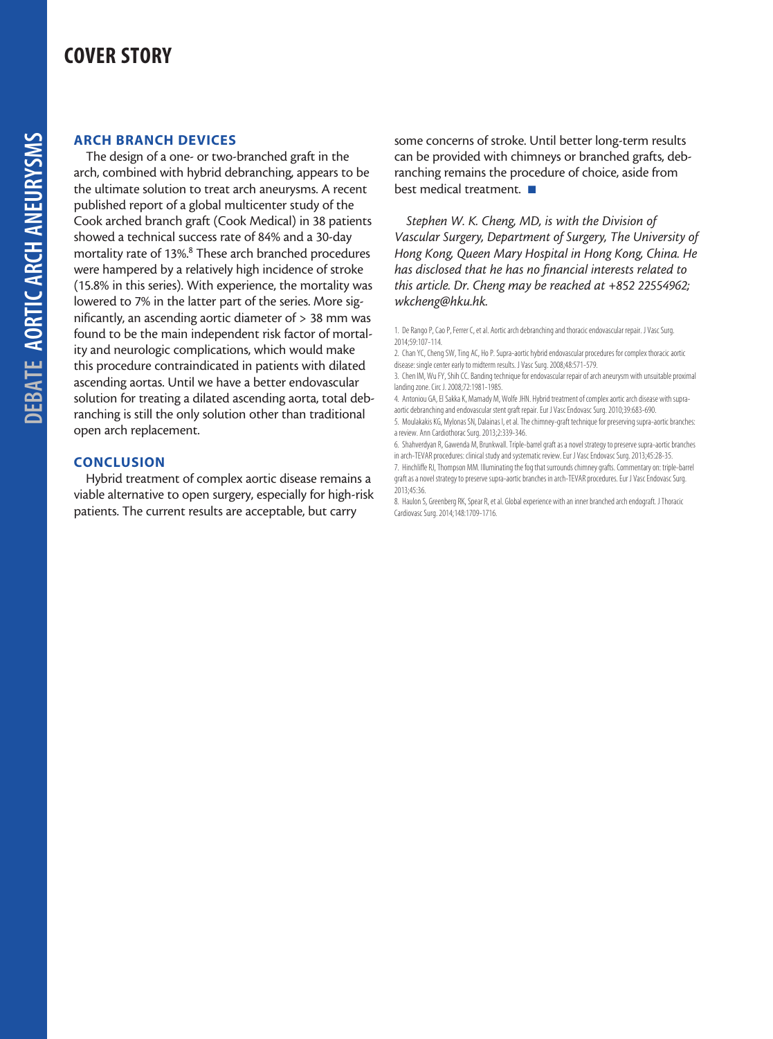## ARCH BRANCH DEVICES

The design of a one- or two-branched graft in the arch, combined with hybrid debranching, appears to be the ultimate solution to treat arch aneurysms. A recent published report of a global multicenter study of the Cook arched branch graft (Cook Medical) in 38 patients showed a technical success rate of 84% and a 30-day mortality rate of 13%.[8] These arch branched procedures were hampered by a relatively high incidence of stroke (15.8% in this series). With experience, the mortality was lowered to 7% in the latter part of the series. More significantly, an ascending aortic diameter of > 38 mm was found to be the main independent risk factor of mortality and neurologic complications, which would make this procedure contraindicated in patients with dilated ascending aortas. Until we have a better endovascular solution for treating a dilated ascending aorta, total debranching is still the only solution other than traditional open arch replacement.

## CONCLUSION

Hybrid treatment of complex aortic disease remains a viable alternative to open surgery, especially for high-risk patients. The current results are acceptable, but carry some concerns of stroke. Until better long-term results can be provided with chimneys or branched grafts, debranching remains the procedure of choice, aside from best medical treatment. ■

*Stephen W. K. Cheng, MD, is with the Division of Vascular Surgery, Department of Surgery, The University of Hong Kong, Queen Mary Hospital in Hong Kong, China. He has disclosed that he has no financial interests related to this article. Dr. Cheng may be reached at +852 22554962; wkcheng@hku.hk.*

1. De Rango P, Cao P, Ferrer C, et al. Aortic arch debranching and thoracic endovascular repair. J Vasc Surg. 2014;59:107-114.
2. Chan YC, Cheng SW, Ting AC, Ho P. Supra-aortic hybrid endovascular procedures for complex thoracic aortic disease: single center early to midterm results. J Vasc Surg. 2008;48:571-579.
3. Chen IM, Wu FY, Shih CC. Banding technique for endovascular repair of arch aneurysm with unsuitable proximal landing zone. Circ J. 2008;72:1981-1985.
4. Antoniou GA, El Sakka K, Mamady M, Wolfe JHN. Hybrid treatment of complex aortic arch disease with supra-aortic debranching and endovascular stent graft repair. Eur J Vasc Endovasc Surg. 2010;39:683-690.
5. Moulakakis KG, Mylonas SN, Dalainas I, et al. The chimney-graft technique for preserving supra-aortic branches: a review. Ann Cardiothorac Surg. 2013;2:339-346.
6. Shahverdyan R, Gawenda M, Brunkwall. Triple-barrel graft as a novel strategy to preserve supra-aortic branches in arch-TEVAR procedures: clinical study and systematic review. Eur J Vasc Endovasc Surg. 2013;45:28-35.
7. Hinchliffe RJ, Thompson MM. Illuminating the fog that surrounds chimney grafts. Commentary on: triple-barrel graft as a novel strategy to preserve supra-aortic branches in arch-TEVAR procedures. Eur J Vasc Endovasc Surg. 2013;45:36.
8. Haulon S, Greenberg RK, Spear R, et al. Global experience with an inner branched arch endograft. J Thoracic Cardiovasc Surg. 2014;148:1709-1716.